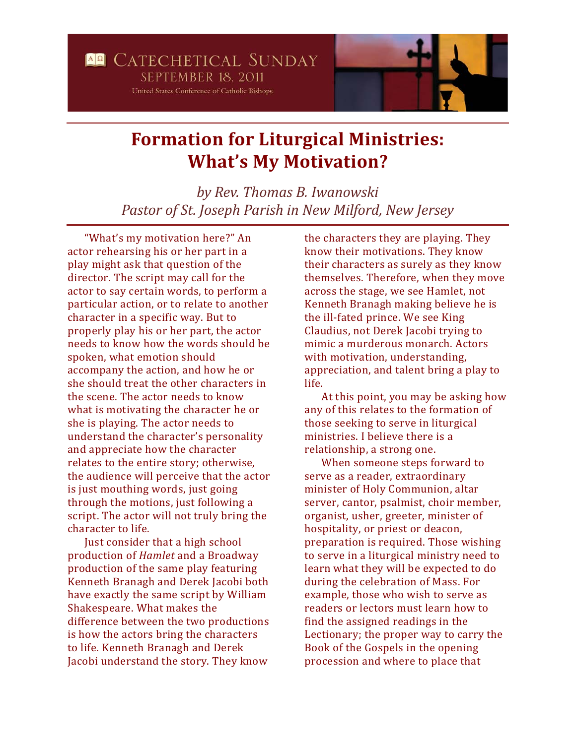# Formation for Liturgical Ministries: What's My Motivation?

*by Rev. Thomas B. Iwanowski*
*Pastor of St. Joseph Parish in New Milford, New Jersey*

"What's my motivation here?" An actor rehearsing his or her part in a play might ask that question of the director. The script may call for the actor to say certain words, to perform a particular action, or to relate to another character in a specific way. But to properly play his or her part, the actor needs to know how the words should be spoken, what emotion should accompany the action, and how he or she should treat the other characters in the scene. The actor needs to know what is motivating the character he or she is playing. The actor needs to understand the character's personality and appreciate how the character relates to the entire story; otherwise, the audience will perceive that the actor is just mouthing words, just going through the motions, just following a script. The actor will not truly bring the character to life.

Just consider that a high school production of *Hamlet* and a Broadway production of the same play featuring Kenneth Branagh and Derek Jacobi both have exactly the same script by William Shakespeare. What makes the difference between the two productions is how the actors bring the characters to life. Kenneth Branagh and Derek Jacobi understand the story. They know the characters they are playing. They know their motivations. They know their characters as surely as they know themselves. Therefore, when they move across the stage, we see Hamlet, not Kenneth Branagh making believe he is the ill-fated prince. We see King Claudius, not Derek Jacobi trying to mimic a murderous monarch. Actors with motivation, understanding, appreciation, and talent bring a play to life.

At this point, you may be asking how any of this relates to the formation of those seeking to serve in liturgical ministries. I believe there is a relationship, a strong one.

When someone steps forward to serve as a reader, extraordinary minister of Holy Communion, altar server, cantor, psalmist, choir member, organist, usher, greeter, minister of hospitality, or priest or deacon, preparation is required. Those wishing to serve in a liturgical ministry need to learn what they will be expected to do during the celebration of Mass. For example, those who wish to serve as readers or lectors must learn how to find the assigned readings in the Lectionary; the proper way to carry the Book of the Gospels in the opening procession and where to place that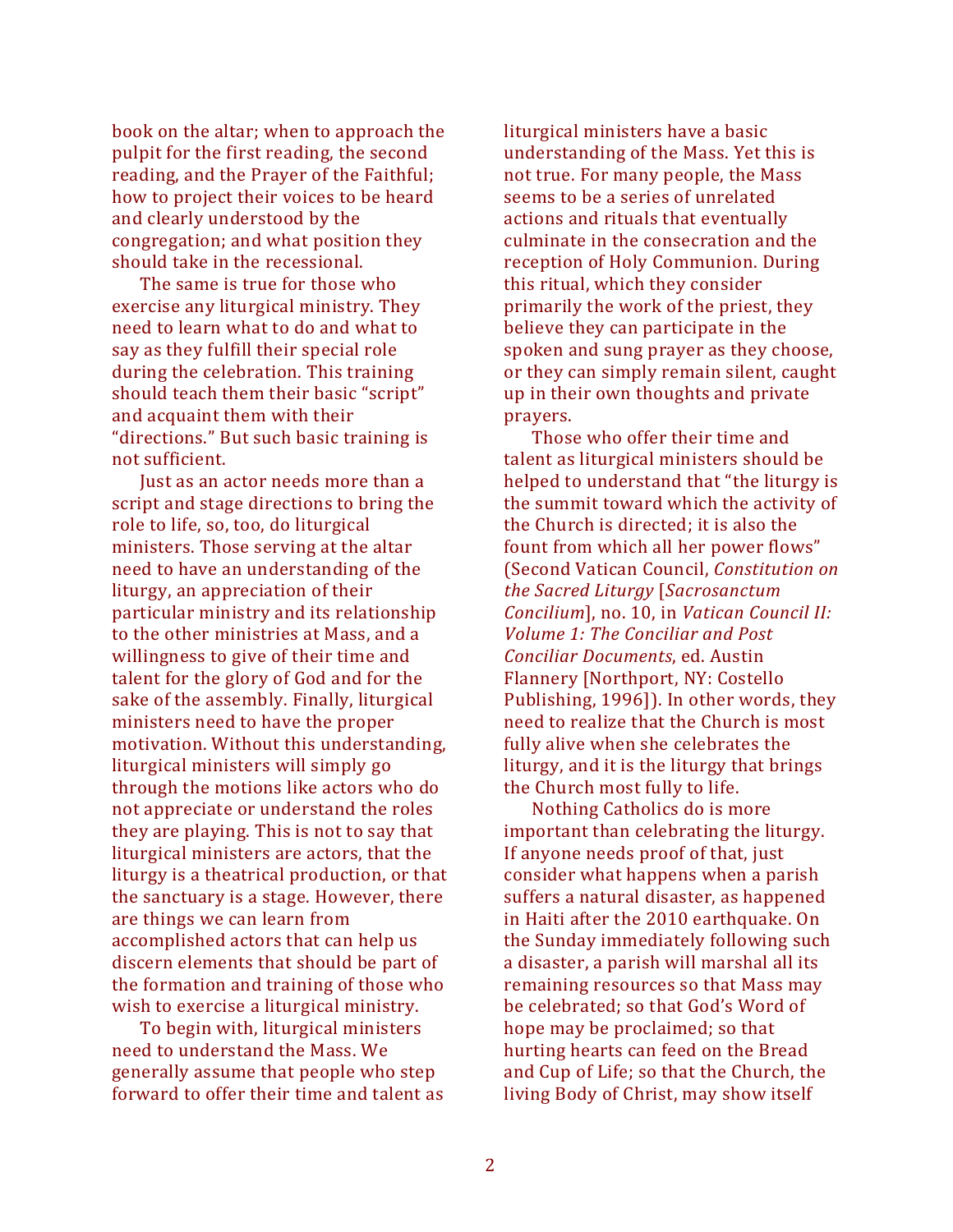book on the altar; when to approach the pulpit for the first reading, the second reading, and the Prayer of the Faithful; how to project their voices to be heard and clearly understood by the congregation; and what position they should take in the recessional.

The same is true for those who exercise any liturgical ministry. They need to learn what to do and what to say as they fulfill their special role during the celebration. This training should teach them their basic "script" and acquaint them with their "directions." But such basic training is not sufficient.

Just as an actor needs more than a script and stage directions to bring the role to life, so, too, do liturgical ministers. Those serving at the altar need to have an understanding of the liturgy, an appreciation of their particular ministry and its relationship to the other ministries at Mass, and a willingness to give of their time and talent for the glory of God and for the sake of the assembly. Finally, liturgical ministers need to have the proper motivation. Without this understanding, liturgical ministers will simply go through the motions like actors who do not appreciate or understand the roles they are playing. This is not to say that liturgical ministers are actors, that the liturgy is a theatrical production, or that the sanctuary is a stage. However, there are things we can learn from accomplished actors that can help us discern elements that should be part of the formation and training of those who wish to exercise a liturgical ministry.

To begin with, liturgical ministers need to understand the Mass. We generally assume that people who step forward to offer their time and talent as liturgical ministers have a basic understanding of the Mass. Yet this is not true. For many people, the Mass seems to be a series of unrelated actions and rituals that eventually culminate in the consecration and the reception of Holy Communion. During this ritual, which they consider primarily the work of the priest, they believe they can participate in the spoken and sung prayer as they choose, or they can simply remain silent, caught up in their own thoughts and private prayers.

Those who offer their time and talent as liturgical ministers should be helped to understand that "the liturgy is the summit toward which the activity of the Church is directed; it is also the fount from which all her power flows" (Second Vatican Council, *Constitution on the Sacred Liturgy* [*Sacrosanctum Concilium*], no. 10, in *Vatican Council II: Volume 1: The Conciliar and Post Conciliar Documents*, ed. Austin Flannery [Northport, NY: Costello Publishing, 1996]). In other words, they need to realize that the Church is most fully alive when she celebrates the liturgy, and it is the liturgy that brings the Church most fully to life.

Nothing Catholics do is more important than celebrating the liturgy. If anyone needs proof of that, just consider what happens when a parish suffers a natural disaster, as happened in Haiti after the 2010 earthquake. On the Sunday immediately following such a disaster, a parish will marshal all its remaining resources so that Mass may be celebrated; so that God's Word of hope may be proclaimed; so that hurting hearts can feed on the Bread and Cup of Life; so that the Church, the living Body of Christ, may show itself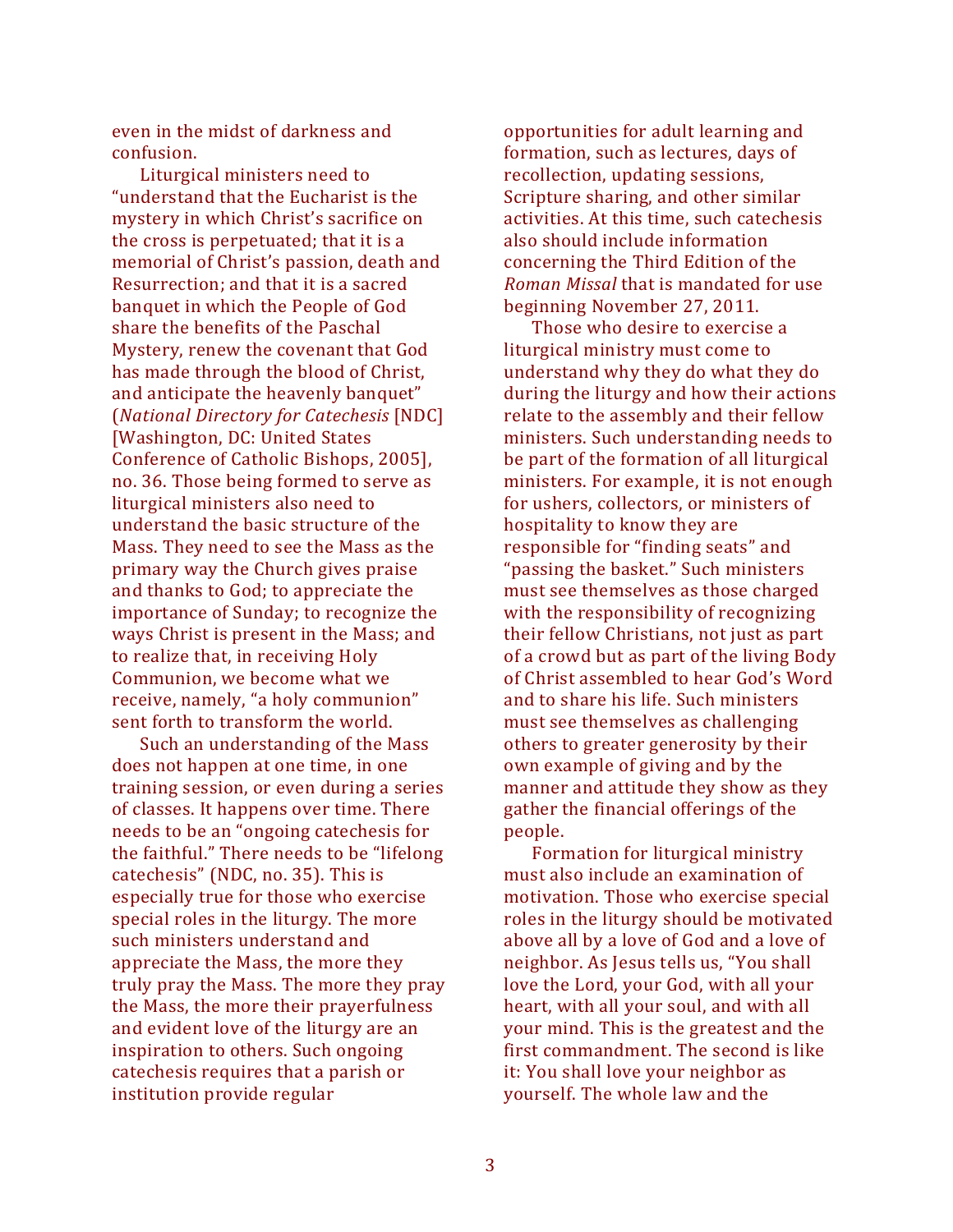even in the midst of darkness and confusion.

Liturgical ministers need to "understand that the Eucharist is the mystery in which Christ's sacrifice on the cross is perpetuated; that it is a memorial of Christ's passion, death and Resurrection; and that it is a sacred banquet in which the People of God share the benefits of the Paschal Mystery, renew the covenant that God has made through the blood of Christ, and anticipate the heavenly banquet" (*National Directory for Catechesis* [NDC] [Washington, DC: United States Conference of Catholic Bishops, 2005], no. 36. Those being formed to serve as liturgical ministers also need to understand the basic structure of the Mass. They need to see the Mass as the primary way the Church gives praise and thanks to God; to appreciate the importance of Sunday; to recognize the ways Christ is present in the Mass; and to realize that, in receiving Holy Communion, we become what we receive, namely, "a holy communion" sent forth to transform the world.

Such an understanding of the Mass does not happen at one time, in one training session, or even during a series of classes. It happens over time. There needs to be an "ongoing catechesis for the faithful." There needs to be "lifelong catechesis" (NDC, no. 35). This is especially true for those who exercise special roles in the liturgy. The more such ministers understand and appreciate the Mass, the more they truly pray the Mass. The more they pray the Mass, the more their prayerfulness and evident love of the liturgy are an inspiration to others. Such ongoing catechesis requires that a parish or institution provide regular opportunities for adult learning and formation, such as lectures, days of recollection, updating sessions, Scripture sharing, and other similar activities. At this time, such catechesis also should include information concerning the Third Edition of the *Roman Missal* that is mandated for use beginning November 27, 2011.

Those who desire to exercise a liturgical ministry must come to understand why they do what they do during the liturgy and how their actions relate to the assembly and their fellow ministers. Such understanding needs to be part of the formation of all liturgical ministers. For example, it is not enough for ushers, collectors, or ministers of hospitality to know they are responsible for "finding seats" and "passing the basket." Such ministers must see themselves as those charged with the responsibility of recognizing their fellow Christians, not just as part of a crowd but as part of the living Body of Christ assembled to hear God's Word and to share his life. Such ministers must see themselves as challenging others to greater generosity by their own example of giving and by the manner and attitude they show as they gather the financial offerings of the people.

Formation for liturgical ministry must also include an examination of motivation. Those who exercise special roles in the liturgy should be motivated above all by a love of God and a love of neighbor. As Jesus tells us, "You shall love the Lord, your God, with all your heart, with all your soul, and with all your mind. This is the greatest and the first commandment. The second is like it: You shall love your neighbor as yourself. The whole law and the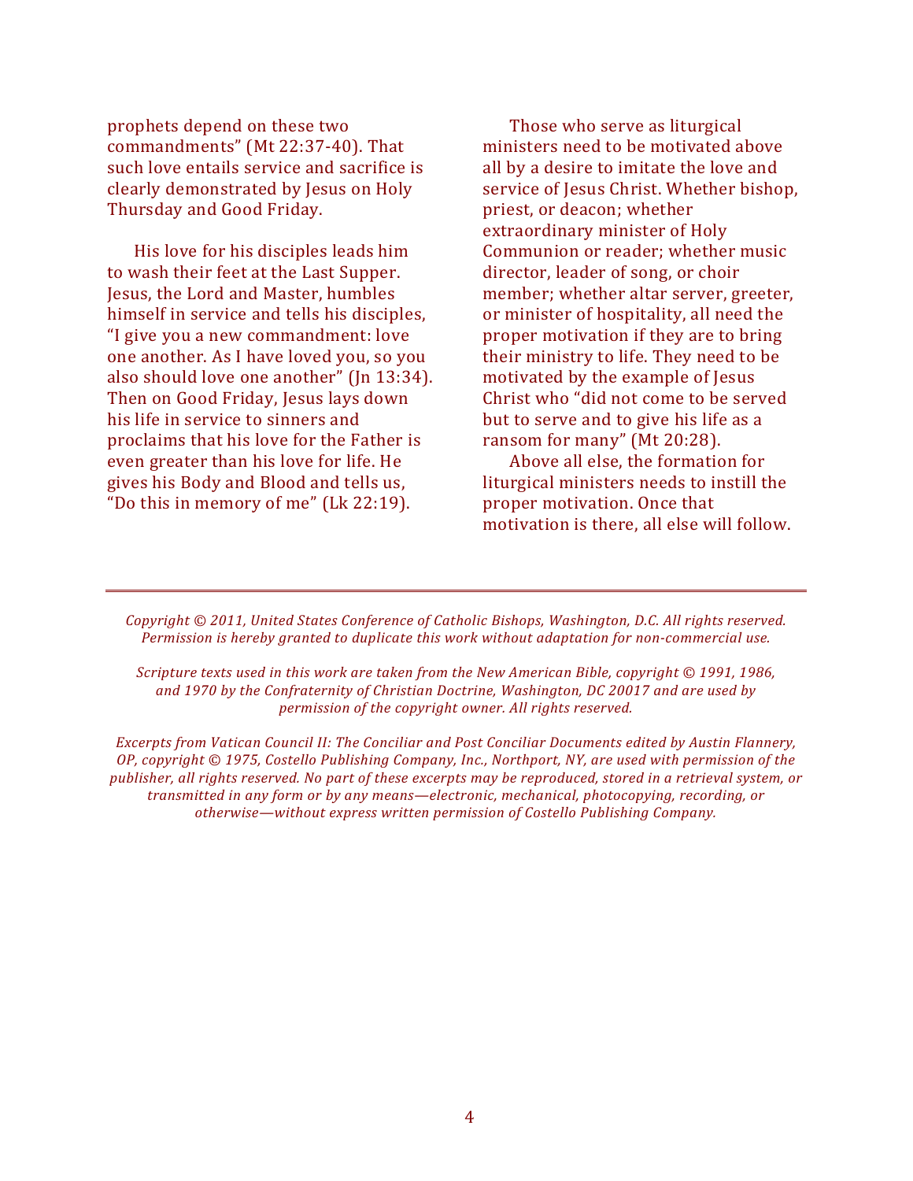prophets depend on these two commandments" (Mt 22:37-40). That such love entails service and sacrifice is clearly demonstrated by Jesus on Holy Thursday and Good Friday.

His love for his disciples leads him to wash their feet at the Last Supper. Jesus, the Lord and Master, humbles himself in service and tells his disciples, "I give you a new commandment: love one another. As I have loved you, so you also should love one another" (Jn 13:34). Then on Good Friday, Jesus lays down his life in service to sinners and proclaims that his love for the Father is even greater than his love for life. He gives his Body and Blood and tells us, "Do this in memory of me" (Lk 22:19).

Those who serve as liturgical ministers need to be motivated above all by a desire to imitate the love and service of Jesus Christ. Whether bishop, priest, or deacon; whether extraordinary minister of Holy Communion or reader; whether music director, leader of song, or choir member; whether altar server, greeter, or minister of hospitality, all need the proper motivation if they are to bring their ministry to life. They need to be motivated by the example of Jesus Christ who "did not come to be served but to serve and to give his life as a ransom for many" (Mt 20:28).

Above all else, the formation for liturgical ministers needs to instill the proper motivation. Once that motivation is there, all else will follow.

---

*Copyright © 2011, United States Conference of Catholic Bishops, Washington, D.C. All rights reserved. Permission is hereby granted to duplicate this work without adaptation for non-commercial use.*

*Scripture texts used in this work are taken from the New American Bible, copyright © 1991, 1986, and 1970 by the Confraternity of Christian Doctrine, Washington, DC 20017 and are used by permission of the copyright owner. All rights reserved.*

*Excerpts from Vatican Council II: The Conciliar and Post Conciliar Documents edited by Austin Flannery, OP, copyright © 1975, Costello Publishing Company, Inc., Northport, NY, are used with permission of the publisher, all rights reserved. No part of these excerpts may be reproduced, stored in a retrieval system, or transmitted in any form or by any means—electronic, mechanical, photocopying, recording, or otherwise—without express written permission of Costello Publishing Company.*